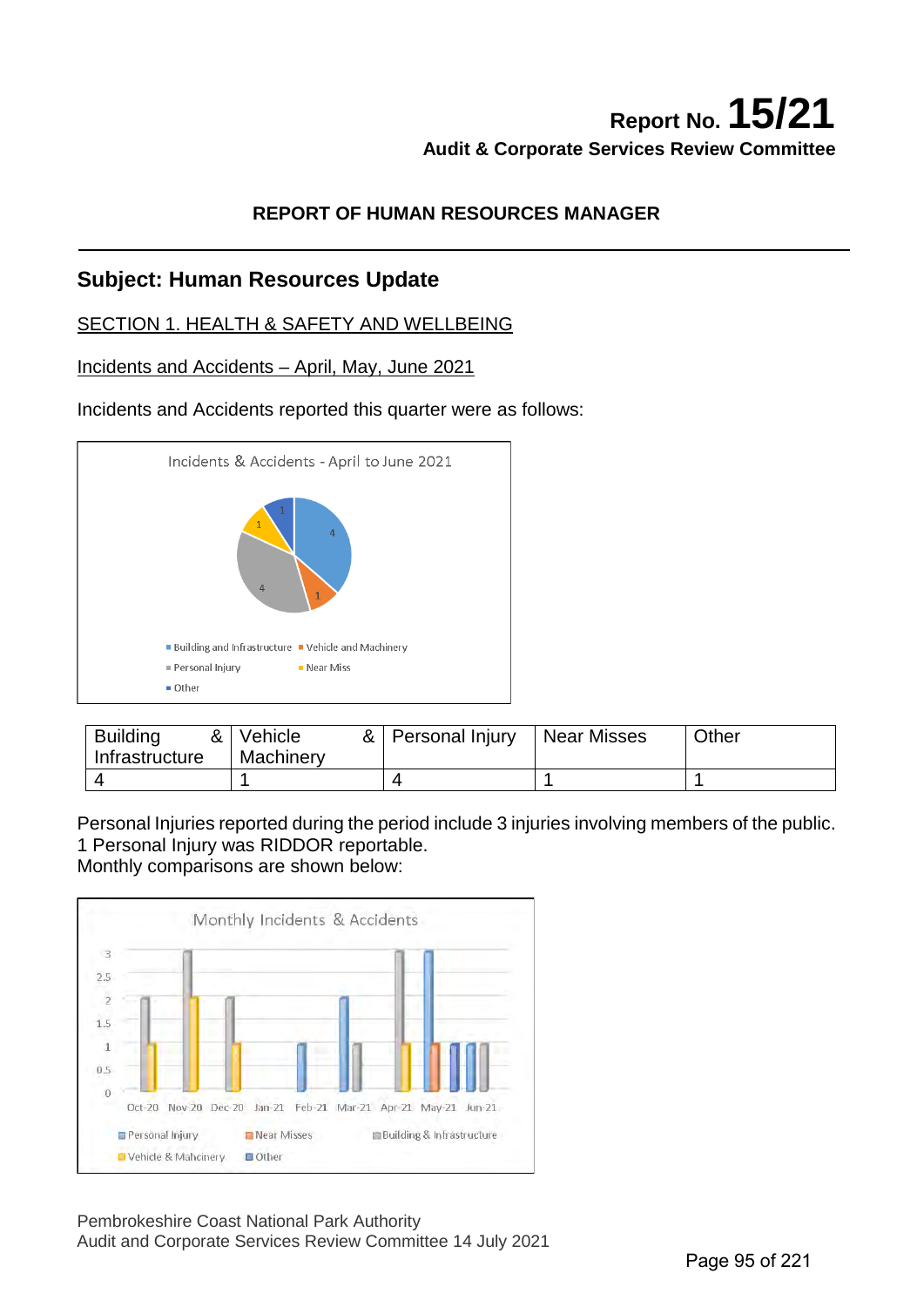Report No. **15/21**

**Audit & Corporate Services Review Committee**

**REPORT OF HUMAN RESOURCES MANAGER**

## Subject: Human Resources Update

SECTION 1. HEALTH & SAFETY AND WELLBEING

Incidents and Accidents – April, May, June 2021

Incidents and Accidents reported this quarter were as follows:

| Building & Infrastructure | Vehicle & Machinery | Personal Injury | Near Misses | Other |
|---|---|---|---|---|
| 4 | 1 | 4 | 1 | 1 |

Personal Injuries reported during the period include 3 injuries involving members of the public.
1 Personal Injury was RIDDOR reportable.
Monthly comparisons are shown below: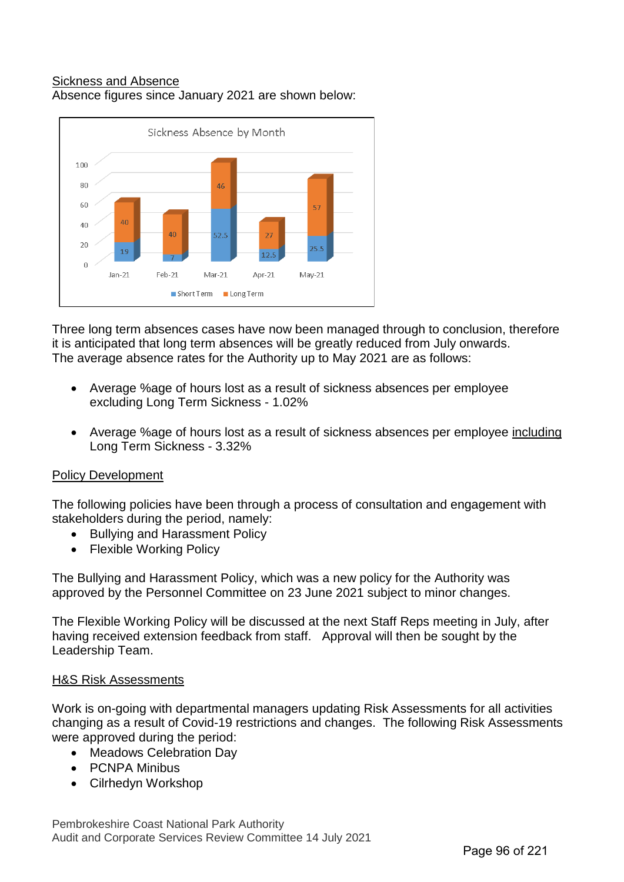<u>Sickness and Absence</u>

Absence figures since January 2021 are shown below:

Sickness Absence by Month

| Month | Short Term | Long Term |
|---|---|---|
| Jan-21 | 19 | 40 |
| Feb-21 | 7 | 40 |
| Mar-21 | 52.5 | 46 |
| Apr-21 | 12.5 | 27 |
| May-21 | 25.5 | 57 |

Three long term absences cases have now been managed through to conclusion, therefore it is anticipated that long term absences will be greatly reduced from July onwards. The average absence rates for the Authority up to May 2021 are as follows:

- Average %age of hours lost as a result of sickness absences per employee excluding Long Term Sickness - 1.02%
- Average %age of hours lost as a result of sickness absences per employee <u>including</u> Long Term Sickness - 3.32%

<u>Policy Development</u>

The following policies have been through a process of consultation and engagement with stakeholders during the period, namely:

- Bullying and Harassment Policy
- Flexible Working Policy

The Bullying and Harassment Policy, which was a new policy for the Authority was approved by the Personnel Committee on 23 June 2021 subject to minor changes.

The Flexible Working Policy will be discussed at the next Staff Reps meeting in July, after having received extension feedback from staff. Approval will then be sought by the Leadership Team.

<u>H&S Risk Assessments</u>

Work is on-going with departmental managers updating Risk Assessments for all activities changing as a result of Covid-19 restrictions and changes. The following Risk Assessments were approved during the period:

- Meadows Celebration Day
- PCNPA Minibus
- Cilrhedyn Workshop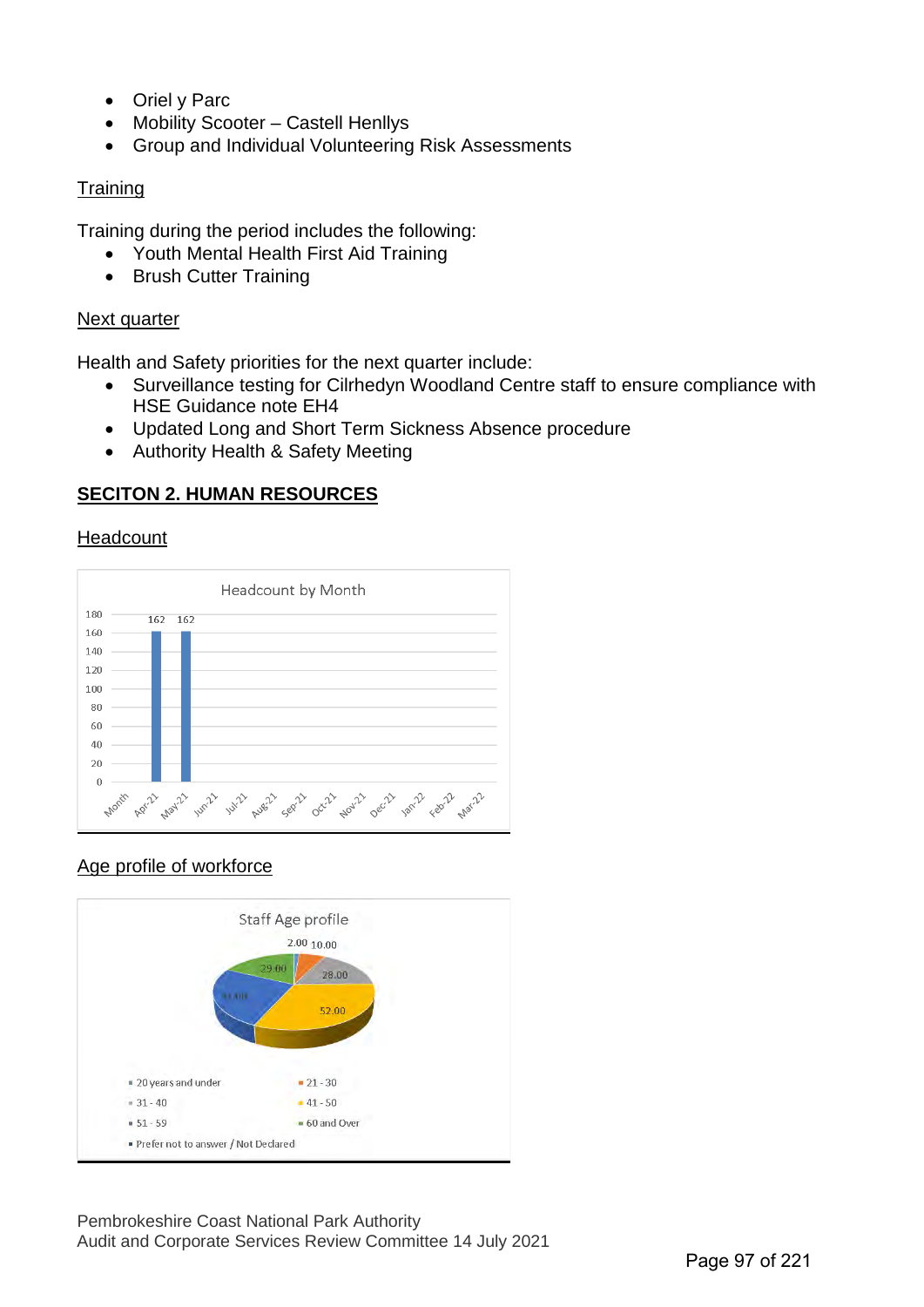- Oriel y Parc
- Mobility Scooter – Castell Henllys
- Group and Individual Volunteering Risk Assessments

Training

Training during the period includes the following:

- Youth Mental Health First Aid Training
- Brush Cutter Training

Next quarter

Health and Safety priorities for the next quarter include:

- Surveillance testing for Cilrhedyn Woodland Centre staff to ensure compliance with HSE Guidance note EH4
- Updated Long and Short Term Sickness Absence procedure
- Authority Health & Safety Meeting

## SECITON 2. HUMAN RESOURCES

Headcount

Headcount by Month

| Month | Apr-21 | May-21 | Jun-21 | Jul-21 | Aug-21 | Sep-21 | Oct-21 | Nov-21 | Dec-21 | Jan-22 | Feb-22 | Mar-22 |
|---|---|---|---|---|---|---|---|---|---|---|---|---|
| Headcount | 162 | 162 | | | | | | | | | | |

Age profile of workforce

Staff Age profile

| Age group | Value |
|---|---|
| 20 years and under | |
| 21 - 30 | 10.00 |
| 31 - 40 | 28.00 |
| 41 - 50 | 52.00 |
| 51 - 59 | 41.00 |
| 60 and Over | 29.00 |
| Prefer not to answer / Not Declared | 2.00 |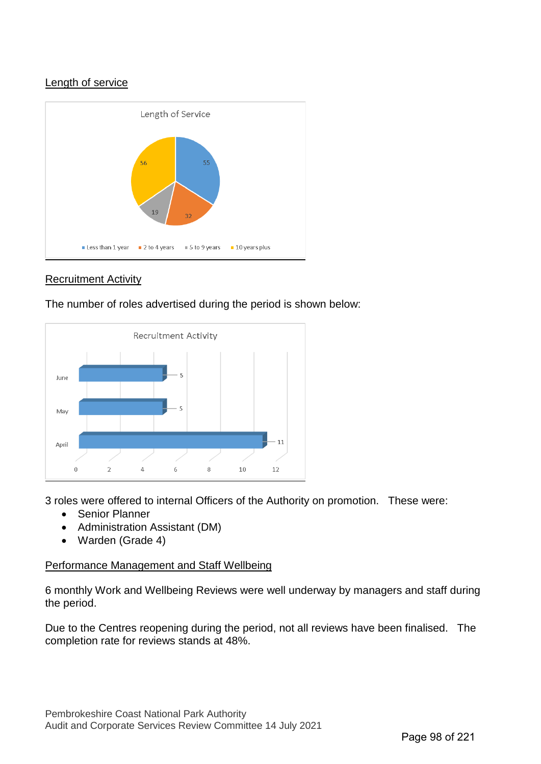## Length of service

Length of Service

| Length of service | Number |
|---|---|
| Less than 1 year | 55 |
| 2 to 4 years | 32 |
| 5 to 9 years | 19 |
| 10 years plus | 56 |

## Recruitment Activity

The number of roles advertised during the period is shown below:

Recruitment Activity

| Month | Roles advertised |
|---|---|
| April | 11 |
| May | 5 |
| June | 5 |

3 roles were offered to internal Officers of the Authority on promotion. These were:

- Senior Planner
- Administration Assistant (DM)
- Warden (Grade 4)

## Performance Management and Staff Wellbeing

6 monthly Work and Wellbeing Reviews were well underway by managers and staff during the period.

Due to the Centres reopening during the period, not all reviews have been finalised. The completion rate for reviews stands at 48%.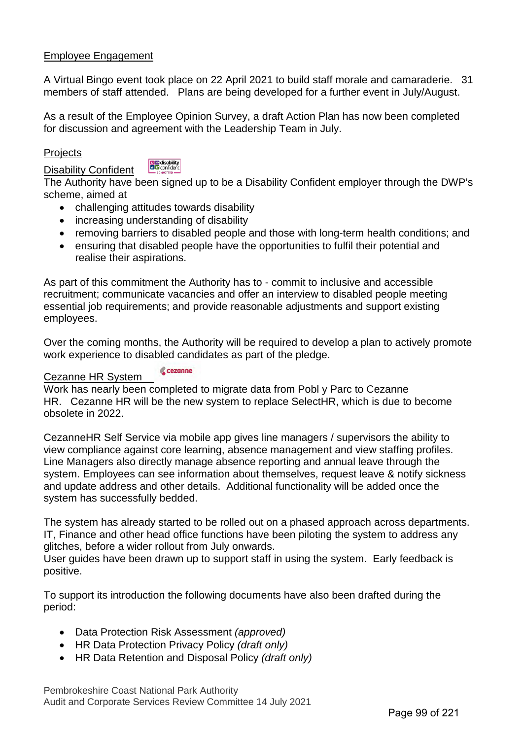Employee Engagement

A Virtual Bingo event took place on 22 April 2021 to build staff morale and camaraderie. 31 members of staff attended. Plans are being developed for a further event in July/August.

As a result of the Employee Opinion Survey, a draft Action Plan has now been completed for discussion and agreement with the Leadership Team in July.

Projects

Disability Confident

The Authority have been signed up to be a Disability Confident employer through the DWP's scheme, aimed at

- challenging attitudes towards disability
- increasing understanding of disability
- removing barriers to disabled people and those with long-term health conditions; and
- ensuring that disabled people have the opportunities to fulfil their potential and realise their aspirations.

As part of this commitment the Authority has to - commit to inclusive and accessible recruitment; communicate vacancies and offer an interview to disabled people meeting essential job requirements; and provide reasonable adjustments and support existing employees.

Over the coming months, the Authority will be required to develop a plan to actively promote work experience to disabled candidates as part of the pledge.

Cezanne HR System

Work has nearly been completed to migrate data from Pobl y Parc to Cezanne HR. Cezanne HR will be the new system to replace SelectHR, which is due to become obsolete in 2022.

CezanneHR Self Service via mobile app gives line managers / supervisors the ability to view compliance against core learning, absence management and view staffing profiles. Line Managers also directly manage absence reporting and annual leave through the system. Employees can see information about themselves, request leave & notify sickness and update address and other details. Additional functionality will be added once the system has successfully bedded.

The system has already started to be rolled out on a phased approach across departments. IT, Finance and other head office functions have been piloting the system to address any glitches, before a wider rollout from July onwards.
User guides have been drawn up to support staff in using the system. Early feedback is positive.

To support its introduction the following documents have also been drafted during the period:

- Data Protection Risk Assessment *(approved)*
- HR Data Protection Privacy Policy *(draft only)*
- HR Data Retention and Disposal Policy *(draft only)*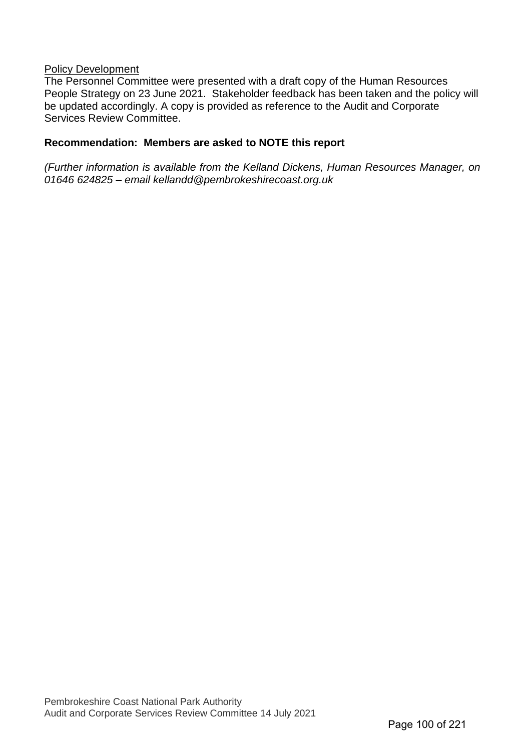Policy Development

The Personnel Committee were presented with a draft copy of the Human Resources People Strategy on 23 June 2021. Stakeholder feedback has been taken and the policy will be updated accordingly. A copy is provided as reference to the Audit and Corporate Services Review Committee.

**Recommendation: Members are asked to NOTE this report**

*(Further information is available from the Kelland Dickens, Human Resources Manager, on 01646 624825 – email kellandd@pembrokeshirecoast.org.uk*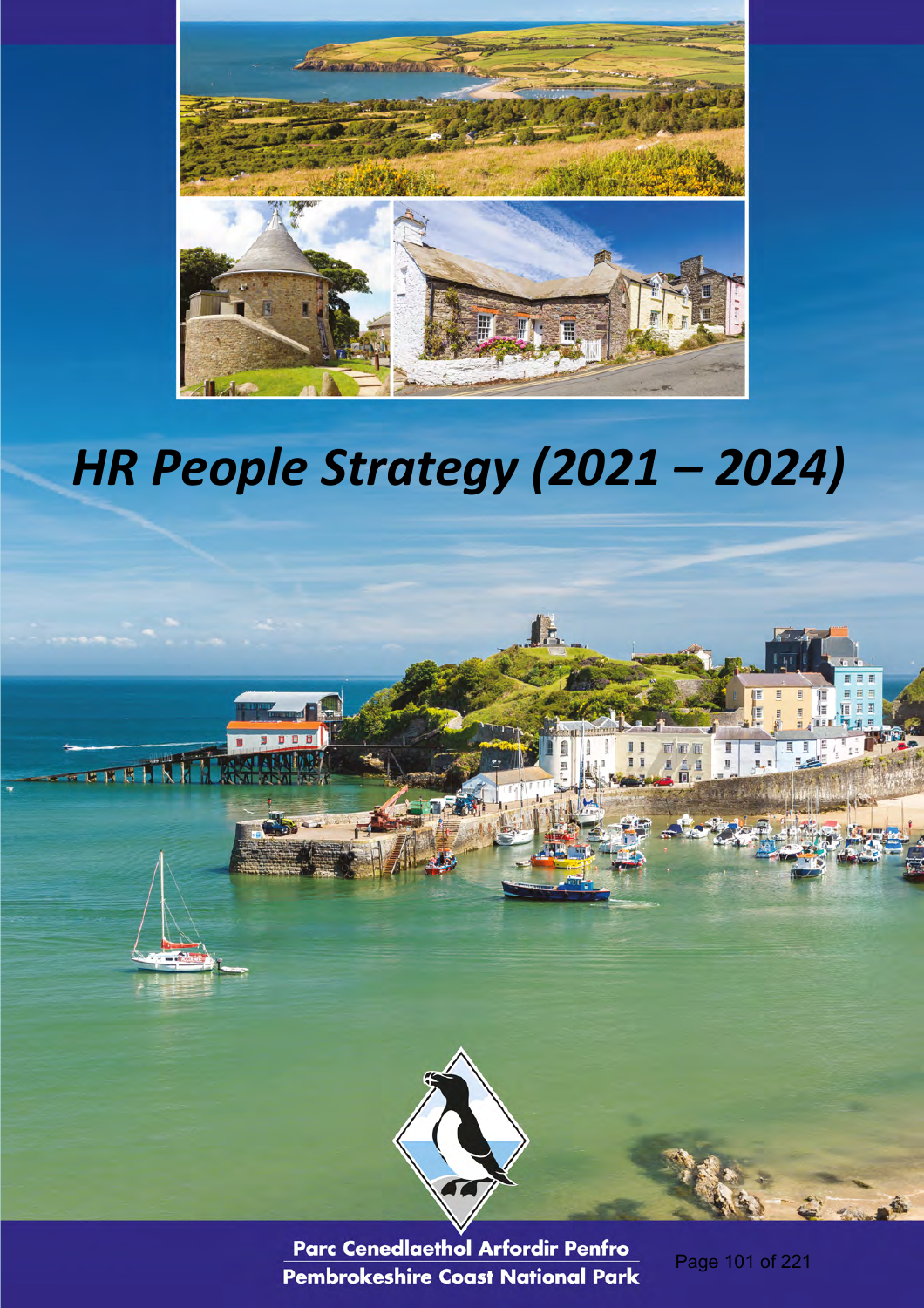# *HR People Strategy (2021 – 2024)*

Parc Cenedlaethol Arfordir Penfro

Pembrokeshire Coast National Park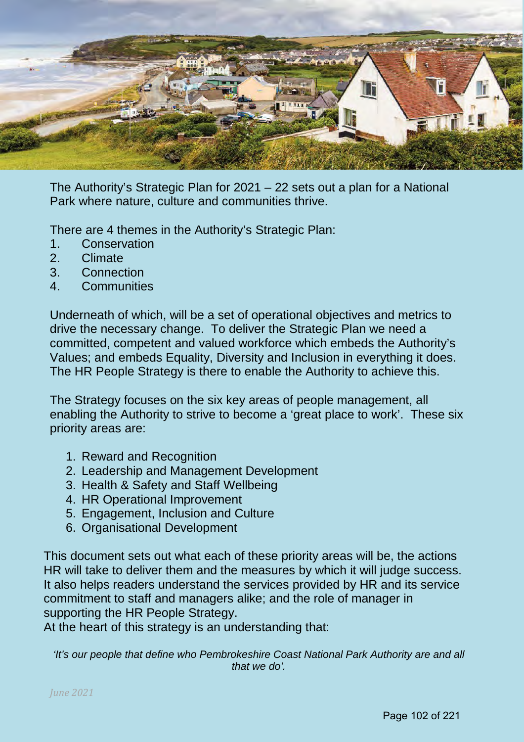The Authority's Strategic Plan for 2021 – 22 sets out a plan for a National Park where nature, culture and communities thrive.

There are 4 themes in the Authority's Strategic Plan:

1. Conservation
2. Climate
3. Connection
4. Communities

Underneath of which, will be a set of operational objectives and metrics to drive the necessary change. To deliver the Strategic Plan we need a committed, competent and valued workforce which embeds the Authority's Values; and embeds Equality, Diversity and Inclusion in everything it does. The HR People Strategy is there to enable the Authority to achieve this.

The Strategy focuses on the six key areas of people management, all enabling the Authority to strive to become a 'great place to work'. These six priority areas are:

1. Reward and Recognition
2. Leadership and Management Development
3. Health & Safety and Staff Wellbeing
4. HR Operational Improvement
5. Engagement, Inclusion and Culture
6. Organisational Development

This document sets out what each of these priority areas will be, the actions HR will take to deliver them and the measures by which it will judge success. It also helps readers understand the services provided by HR and its service commitment to staff and managers alike; and the role of manager in supporting the HR People Strategy.

At the heart of this strategy is an understanding that:

*'It's our people that define who Pembrokeshire Coast National Park Authority are and all that we do'.*

*June 2021*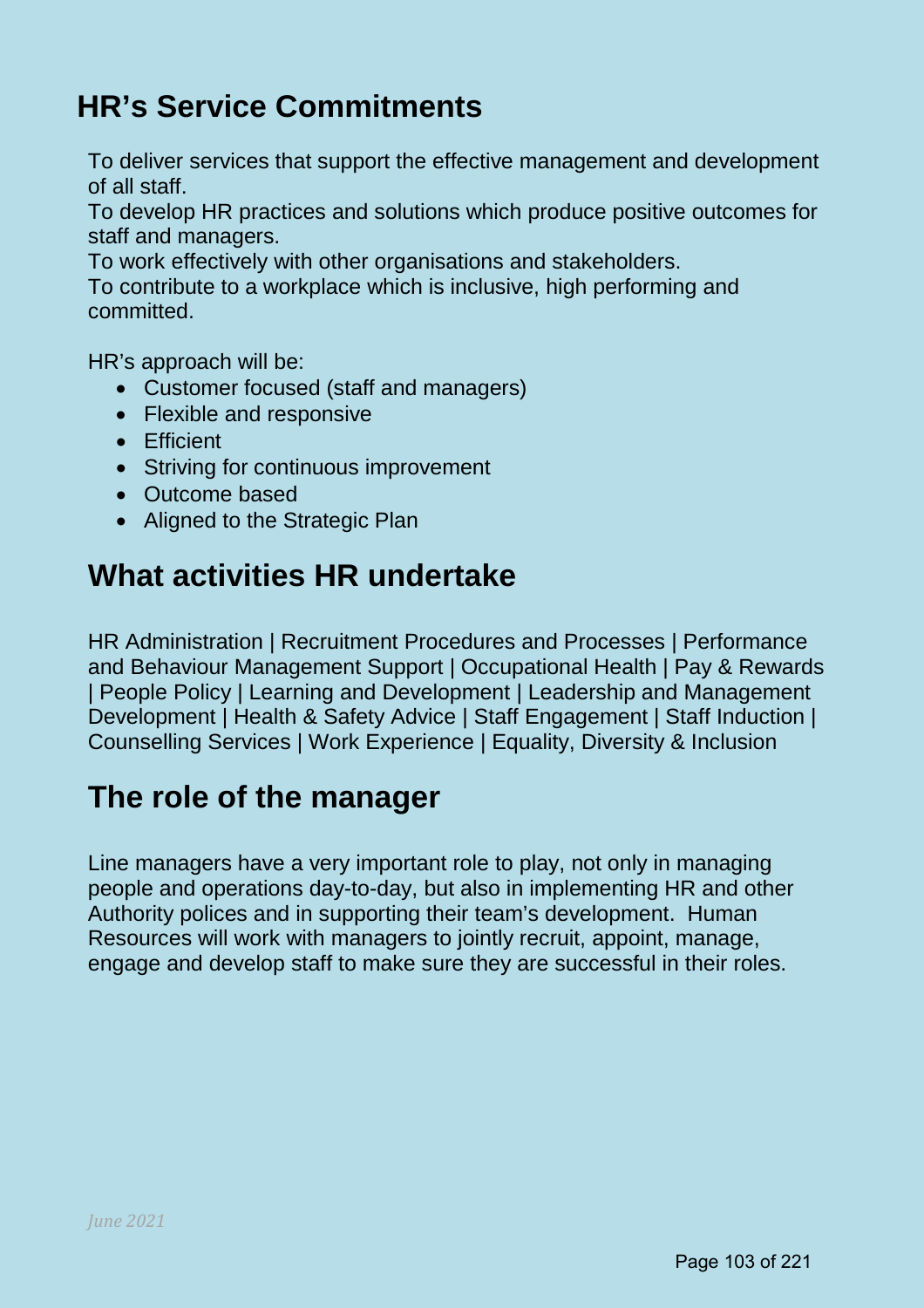## HR's Service Commitments

To deliver services that support the effective management and development of all staff.
To develop HR practices and solutions which produce positive outcomes for staff and managers.
To work effectively with other organisations and stakeholders.
To contribute to a workplace which is inclusive, high performing and committed.

HR's approach will be:

- Customer focused (staff and managers)
- Flexible and responsive
- Efficient
- Striving for continuous improvement
- Outcome based
- Aligned to the Strategic Plan

## What activities HR undertake

HR Administration | Recruitment Procedures and Processes | Performance and Behaviour Management Support | Occupational Health | Pay & Rewards | People Policy | Learning and Development | Leadership and Management Development | Health & Safety Advice | Staff Engagement | Staff Induction | Counselling Services | Work Experience | Equality, Diversity & Inclusion

## The role of the manager

Line managers have a very important role to play, not only in managing people and operations day-to-day, but also in implementing HR and other Authority polices and in supporting their team's development. Human Resources will work with managers to jointly recruit, appoint, manage, engage and develop staff to make sure they are successful in their roles.

*June 2021*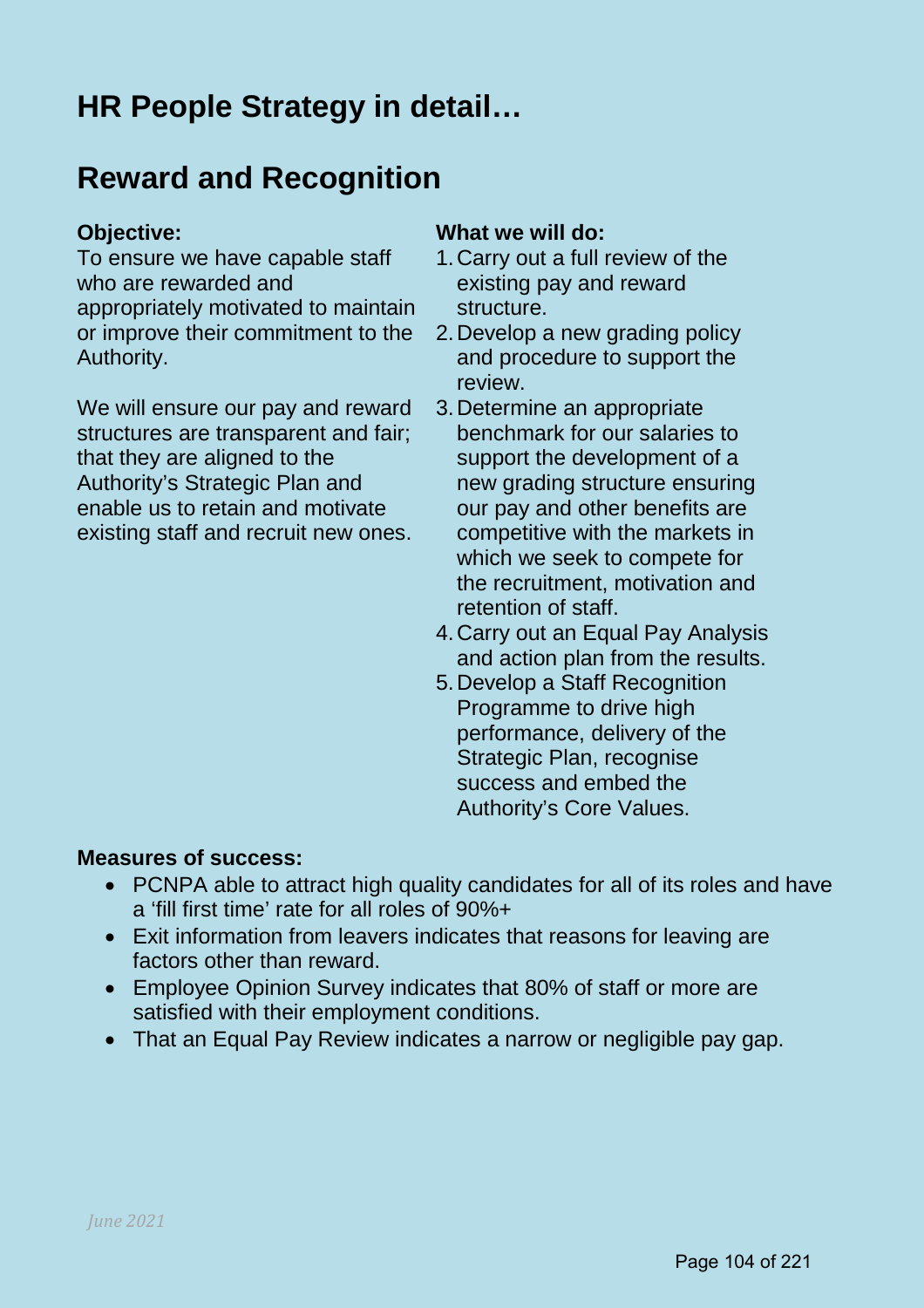# HR People Strategy in detail…

## Reward and Recognition

**Objective:**

To ensure we have capable staff who are rewarded and appropriately motivated to maintain or improve their commitment to the Authority.

We will ensure our pay and reward structures are transparent and fair; that they are aligned to the Authority's Strategic Plan and enable us to retain and motivate existing staff and recruit new ones.

**What we will do:**

1. Carry out a full review of the existing pay and reward structure.
2. Develop a new grading policy and procedure to support the review.
3. Determine an appropriate benchmark for our salaries to support the development of a new grading structure ensuring our pay and other benefits are competitive with the markets in which we seek to compete for the recruitment, motivation and retention of staff.
4. Carry out an Equal Pay Analysis and action plan from the results.
5. Develop a Staff Recognition Programme to drive high performance, delivery of the Strategic Plan, recognise success and embed the Authority's Core Values.

**Measures of success:**

- PCNPA able to attract high quality candidates for all of its roles and have a 'fill first time' rate for all roles of 90%+
- Exit information from leavers indicates that reasons for leaving are factors other than reward.
- Employee Opinion Survey indicates that 80% of staff or more are satisfied with their employment conditions.
- That an Equal Pay Review indicates a narrow or negligible pay gap.

*June 2021*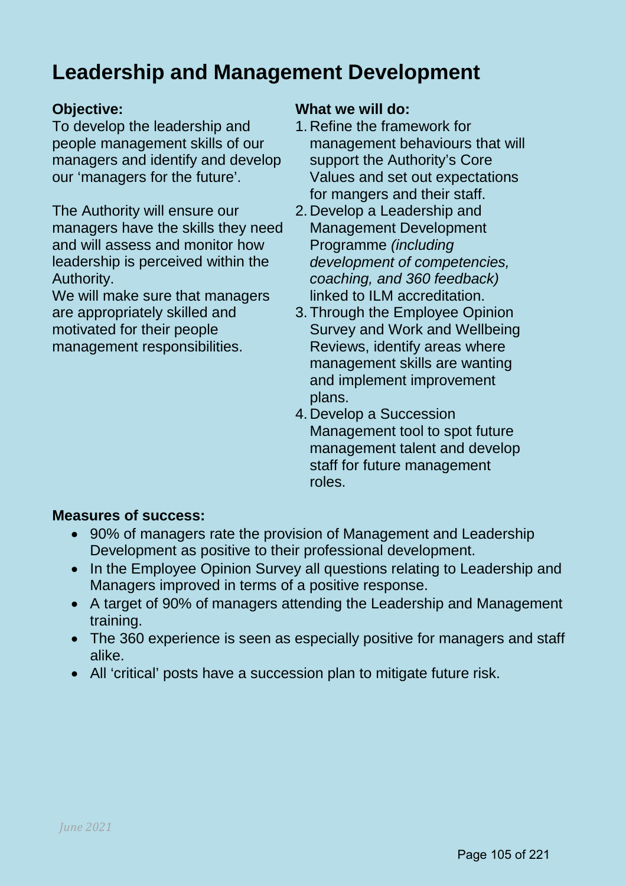# Leadership and Management Development

**Objective:**
To develop the leadership and people management skills of our managers and identify and develop our 'managers for the future'.

The Authority will ensure our managers have the skills they need and will assess and monitor how leadership is perceived within the Authority.
We will make sure that managers are appropriately skilled and motivated for their people management responsibilities.

**What we will do:**

1. Refine the framework for management behaviours that will support the Authority's Core Values and set out expectations for mangers and their staff.
2. Develop a Leadership and Management Development Programme *(including development of competencies, coaching, and 360 feedback)* linked to ILM accreditation.
3. Through the Employee Opinion Survey and Work and Wellbeing Reviews, identify areas where management skills are wanting and implement improvement plans.
4. Develop a Succession Management tool to spot future management talent and develop staff for future management roles.

**Measures of success:**

- 90% of managers rate the provision of Management and Leadership Development as positive to their professional development.
- In the Employee Opinion Survey all questions relating to Leadership and Managers improved in terms of a positive response.
- A target of 90% of managers attending the Leadership and Management training.
- The 360 experience is seen as especially positive for managers and staff alike.
- All 'critical' posts have a succession plan to mitigate future risk.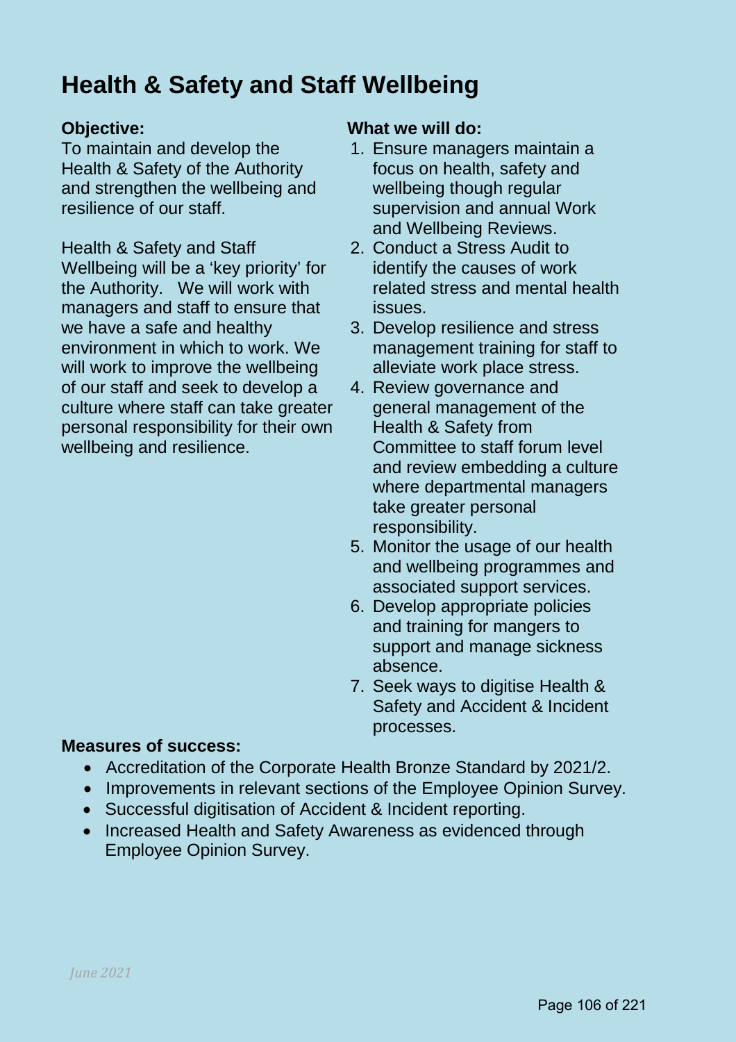# Health & Safety and Staff Wellbeing

**Objective:**

To maintain and develop the Health & Safety of the Authority and strengthen the wellbeing and resilience of our staff.

Health & Safety and Staff Wellbeing will be a 'key priority' for the Authority. We will work with managers and staff to ensure that we have a safe and healthy environment in which to work. We will work to improve the wellbeing of our staff and seek to develop a culture where staff can take greater personal responsibility for their own wellbeing and resilience.

**What we will do:**

1. Ensure managers maintain a focus on health, safety and wellbeing though regular supervision and annual Work and Wellbeing Reviews.
2. Conduct a Stress Audit to identify the causes of work related stress and mental health issues.
3. Develop resilience and stress management training for staff to alleviate work place stress.
4. Review governance and general management of the Health & Safety from Committee to staff forum level and review embedding a culture where departmental managers take greater personal responsibility.
5. Monitor the usage of our health and wellbeing programmes and associated support services.
6. Develop appropriate policies and training for mangers to support and manage sickness absence.
7. Seek ways to digitise Health & Safety and Accident & Incident processes.

**Measures of success:**

- Accreditation of the Corporate Health Bronze Standard by 2021/2.
- Improvements in relevant sections of the Employee Opinion Survey.
- Successful digitisation of Accident & Incident reporting.
- Increased Health and Safety Awareness as evidenced through Employee Opinion Survey.

*June 2021*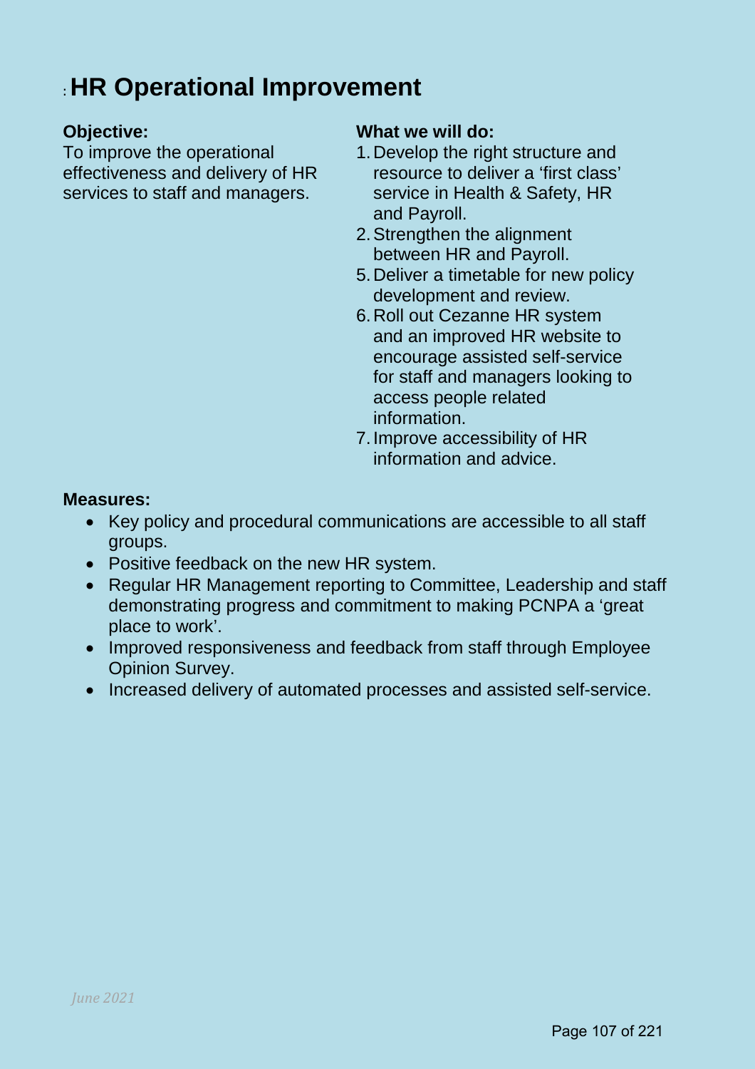# HR Operational Improvement

**Objective:**

To improve the operational effectiveness and delivery of HR services to staff and managers.

**What we will do:**

1. Develop the right structure and resource to deliver a 'first class' service in Health & Safety, HR and Payroll.
2. Strengthen the alignment between HR and Payroll.
5. Deliver a timetable for new policy development and review.
6. Roll out Cezanne HR system and an improved HR website to encourage assisted self-service for staff and managers looking to access people related information.
7. Improve accessibility of HR information and advice.

**Measures:**

- Key policy and procedural communications are accessible to all staff groups.
- Positive feedback on the new HR system.
- Regular HR Management reporting to Committee, Leadership and staff demonstrating progress and commitment to making PCNPA a 'great place to work'.
- Improved responsiveness and feedback from staff through Employee Opinion Survey.
- Increased delivery of automated processes and assisted self-service.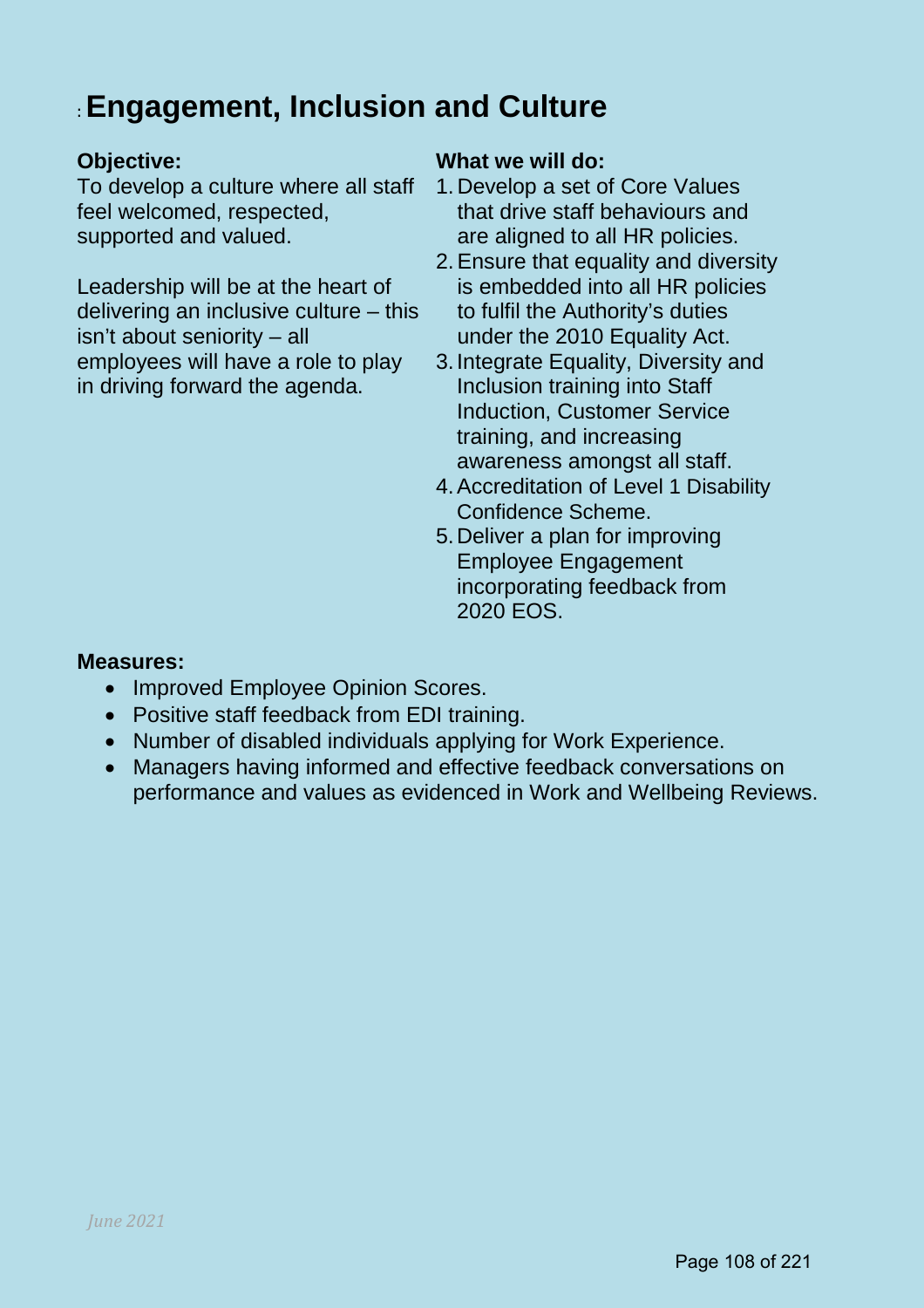# Engagement, Inclusion and Culture

**Objective:**

To develop a culture where all staff feel welcomed, respected, supported and valued.

Leadership will be at the heart of delivering an inclusive culture – this isn't about seniority – all employees will have a role to play in driving forward the agenda.

**What we will do:**

1. Develop a set of Core Values that drive staff behaviours and are aligned to all HR policies.
2. Ensure that equality and diversity is embedded into all HR policies to fulfil the Authority's duties under the 2010 Equality Act.
3. Integrate Equality, Diversity and Inclusion training into Staff Induction, Customer Service training, and increasing awareness amongst all staff.
4. Accreditation of Level 1 Disability Confidence Scheme.
5. Deliver a plan for improving Employee Engagement incorporating feedback from 2020 EOS.

**Measures:**

- Improved Employee Opinion Scores.
- Positive staff feedback from EDI training.
- Number of disabled individuals applying for Work Experience.
- Managers having informed and effective feedback conversations on performance and values as evidenced in Work and Wellbeing Reviews.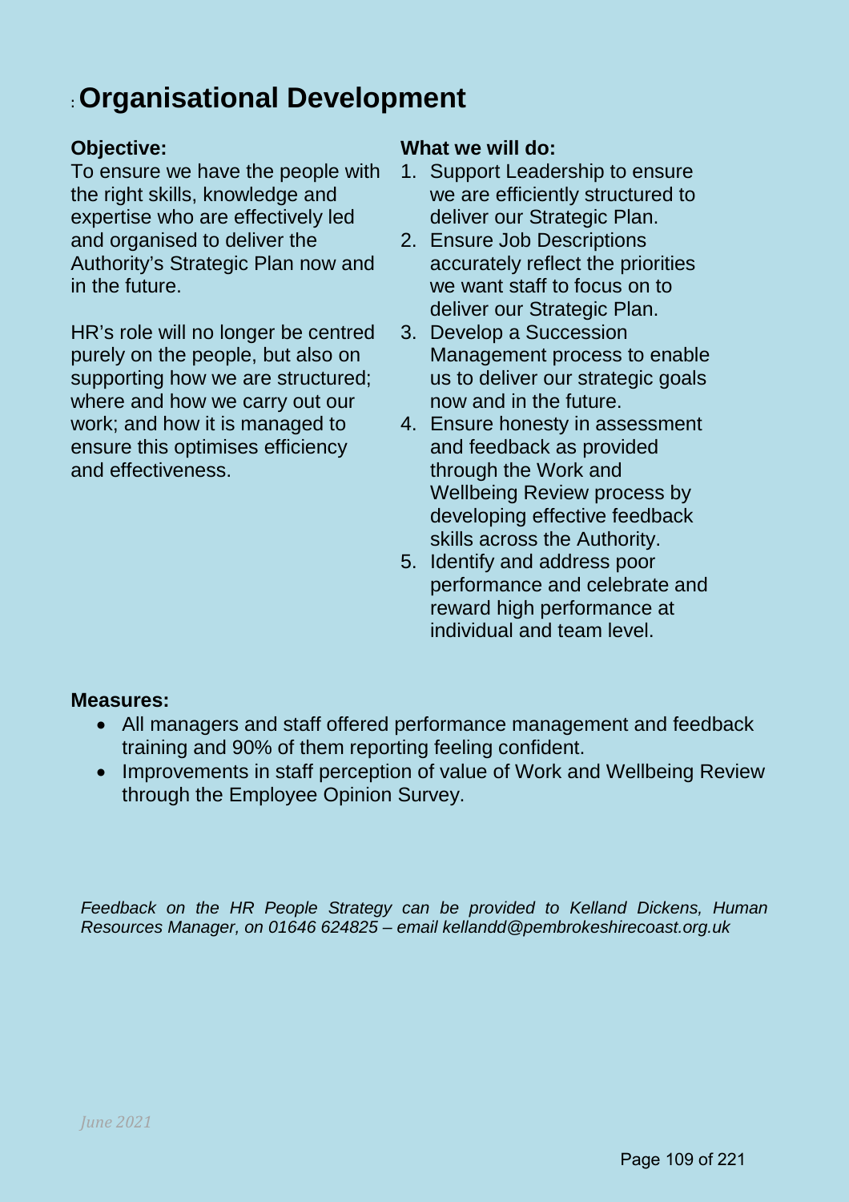## Organisational Development

**Objective:**

To ensure we have the people with the right skills, knowledge and expertise who are effectively led and organised to deliver the Authority's Strategic Plan now and in the future.

HR's role will no longer be centred purely on the people, but also on supporting how we are structured; where and how we carry out our work; and how it is managed to ensure this optimises efficiency and effectiveness.

**What we will do:**

1. Support Leadership to ensure we are efficiently structured to deliver our Strategic Plan.
2. Ensure Job Descriptions accurately reflect the priorities we want staff to focus on to deliver our Strategic Plan.
3. Develop a Succession Management process to enable us to deliver our strategic goals now and in the future.
4. Ensure honesty in assessment and feedback as provided through the Work and Wellbeing Review process by developing effective feedback skills across the Authority.
5. Identify and address poor performance and celebrate and reward high performance at individual and team level.

**Measures:**

- All managers and staff offered performance management and feedback training and 90% of them reporting feeling confident.
- Improvements in staff perception of value of Work and Wellbeing Review through the Employee Opinion Survey.

*Feedback on the HR People Strategy can be provided to Kelland Dickens, Human Resources Manager, on 01646 624825 – email kellandd@pembrokeshirecoast.org.uk*

*June 2021*